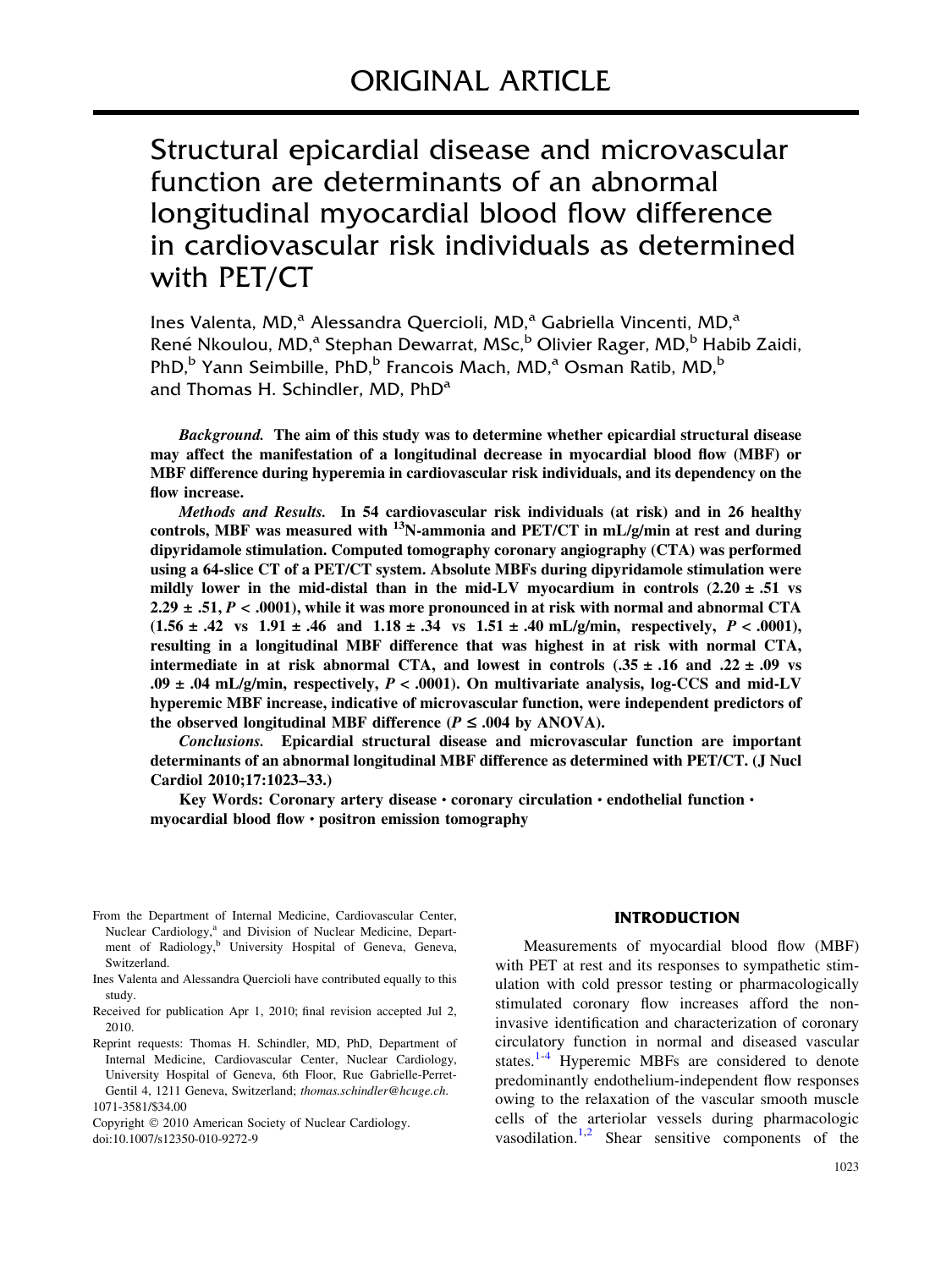# ORIGINAL ARTICLE

# Structural epicardial disease and microvascular function are determinants of an abnormal longitudinal myocardial blood flow difference in cardiovascular risk individuals as determined with PET/CT

Ines Valenta, MD,[a] Alessandra Quercioli, MD,[a] Gabriella Vincenti, MD,[a] René Nkoulou, MD,[a] Stephan Dewarrat, MSc,[b] Olivier Rager, MD,[b] Habib Zaidi, PhD,[b] Yann Seimbille, PhD,[b] Francois Mach, MD,[a] Osman Ratib, MD,[b] and Thomas H. Schindler, MD, PhD[a]

***Background.*** **The aim of this study was to determine whether epicardial structural disease may affect the manifestation of a longitudinal decrease in myocardial blood flow (MBF) or MBF difference during hyperemia in cardiovascular risk individuals, and its dependency on the flow increase.**

***Methods and Results.*** **In 54 cardiovascular risk individuals (at risk) and in 26 healthy controls, MBF was measured with $^{13}$N-ammonia and PET/CT in mL/g/min at rest and during dipyridamole stimulation. Computed tomography coronary angiography (CTA) was performed using a 64-slice CT of a PET/CT system. Absolute MBFs during dipyridamole stimulation were mildly lower in the mid-distal than in the mid-LV myocardium in controls (2.20 ± .51 vs 2.29 ± .51, $P < .0001$), while it was more pronounced in at risk with normal and abnormal CTA (1.56 ± .42 vs 1.91 ± .46 and 1.18 ± .34 vs 1.51 ± .40 mL/g/min, respectively, $P < .0001$), resulting in a longitudinal MBF difference that was highest in at risk with normal CTA, intermediate in at risk abnormal CTA, and lowest in controls (.35 ± .16 and .22 ± .09 vs .09 ± .04 mL/g/min, respectively, $P < .0001$). On multivariate analysis, log-CCS and mid-LV hyperemic MBF increase, indicative of microvascular function, were independent predictors of the observed longitudinal MBF difference ($P \leq .004$ by ANOVA).**

***Conclusions.*** **Epicardial structural disease and microvascular function are important determinants of an abnormal longitudinal MBF difference as determined with PET/CT. (J Nucl Cardiol 2010;17:1023–33.)**

**Key Words: Coronary artery disease • coronary circulation • endothelial function • myocardial blood flow • positron emission tomography**

From the Department of Internal Medicine, Cardiovascular Center, Nuclear Cardiology,[a] and Division of Nuclear Medicine, Department of Radiology,[b] University Hospital of Geneva, Geneva, Switzerland.

Ines Valenta and Alessandra Quercioli have contributed equally to this study.

Received for publication Apr 1, 2010; final revision accepted Jul 2, 2010.

Reprint requests: Thomas H. Schindler, MD, PhD, Department of Internal Medicine, Cardiovascular Center, Nuclear Cardiology, University Hospital of Geneva, 6th Floor, Rue Gabrielle-Perret-Gentil 4, 1211 Geneva, Switzerland; *thomas.schindler@hcuge.ch*.

1071-3581/$34.00

Copyright © 2010 American Society of Nuclear Cardiology.

doi:10.1007/s12350-010-9272-9

## INTRODUCTION

Measurements of myocardial blood flow (MBF) with PET at rest and its responses to sympathetic stimulation with cold pressor testing or pharmacologically stimulated coronary flow increases afford the noninvasive identification and characterization of coronary circulatory function in normal and diseased vascular states.[1-4] Hyperemic MBFs are considered to denote predominantly endothelium-independent flow responses owing to the relaxation of the vascular smooth muscle cells of the arteriolar vessels during pharmacologic vasodilation.[1,2] Shear sensitive components of the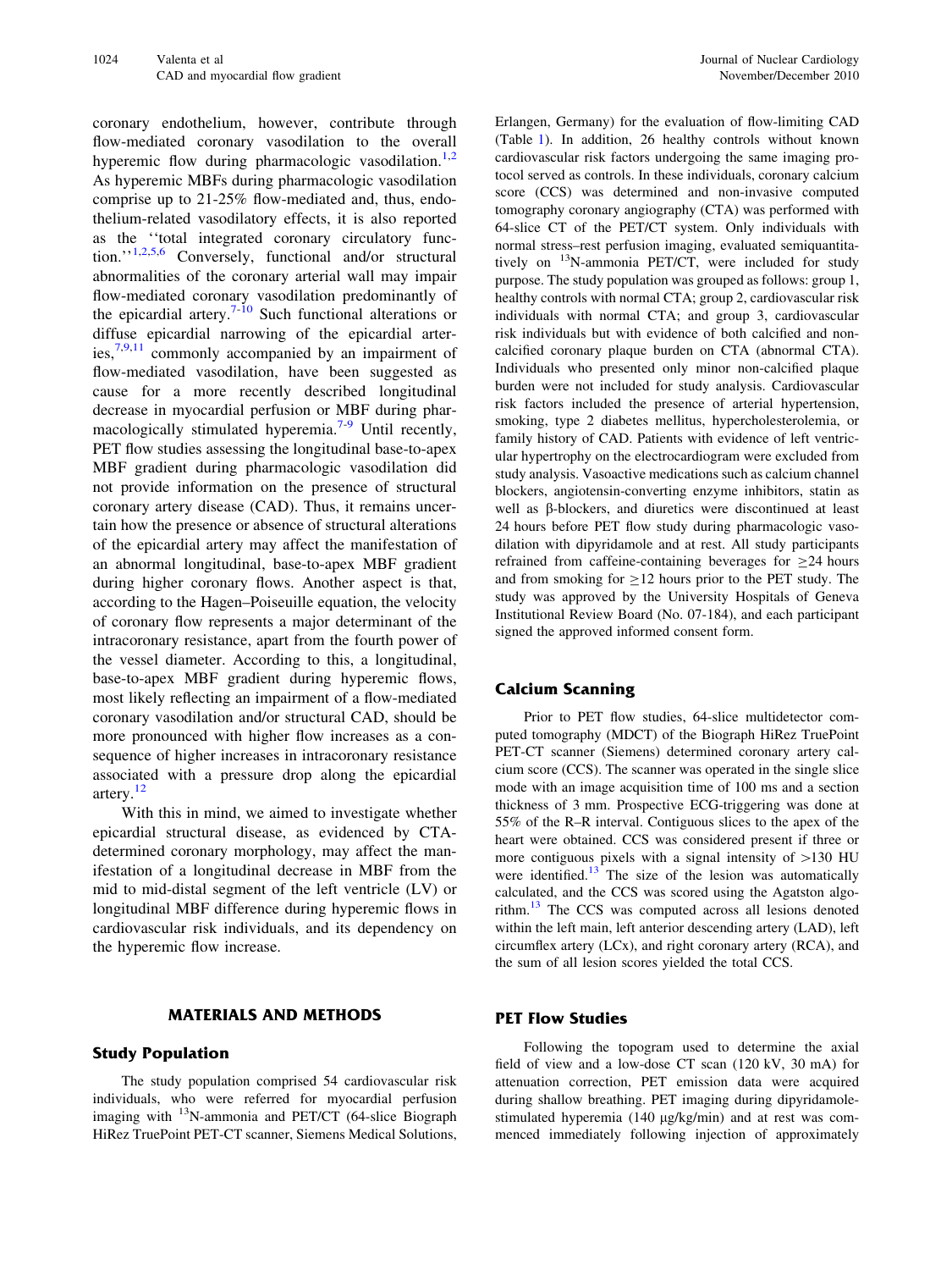coronary endothelium, however, contribute through flow-mediated coronary vasodilation to the overall hyperemic flow during pharmacologic vasodilation.[1,2] As hyperemic MBFs during pharmacologic vasodilation comprise up to 21-25% flow-mediated and, thus, endothelium-related vasodilatory effects, it is also reported as the ''total integrated coronary circulatory function.''[1,2,5,6] Conversely, functional and/or structural abnormalities of the coronary arterial wall may impair flow-mediated coronary vasodilation predominantly of the epicardial artery.[7-10] Such functional alterations or diffuse epicardial narrowing of the epicardial arteries,[7,9,11] commonly accompanied by an impairment of flow-mediated vasodilation, have been suggested as cause for a more recently described longitudinal decrease in myocardial perfusion or MBF during pharmacologically stimulated hyperemia.[7-9] Until recently, PET flow studies assessing the longitudinal base-to-apex MBF gradient during pharmacologic vasodilation did not provide information on the presence of structural coronary artery disease (CAD). Thus, it remains uncertain how the presence or absence of structural alterations of the epicardial artery may affect the manifestation of an abnormal longitudinal, base-to-apex MBF gradient during higher coronary flows. Another aspect is that, according to the Hagen–Poiseuille equation, the velocity of coronary flow represents a major determinant of the intracoronary resistance, apart from the fourth power of the vessel diameter. According to this, a longitudinal, base-to-apex MBF gradient during hyperemic flows, most likely reflecting an impairment of a flow-mediated coronary vasodilation and/or structural CAD, should be more pronounced with higher flow increases as a consequence of higher increases in intracoronary resistance associated with a pressure drop along the epicardial artery.[12]

With this in mind, we aimed to investigate whether epicardial structural disease, as evidenced by CTA-determined coronary morphology, may affect the manifestation of a longitudinal decrease in MBF from the mid to mid-distal segment of the left ventricle (LV) or longitudinal MBF difference during hyperemic flows in cardiovascular risk individuals, and its dependency on the hyperemic flow increase.

## MATERIALS AND METHODS

### Study Population

The study population comprised 54 cardiovascular risk individuals, who were referred for myocardial perfusion imaging with $^{13}$N-ammonia and PET/CT (64-slice Biograph HiRez TruePoint PET-CT scanner, Siemens Medical Solutions, Erlangen, Germany) for the evaluation of flow-limiting CAD (Table 1). In addition, 26 healthy controls without known cardiovascular risk factors undergoing the same imaging protocol served as controls. In these individuals, coronary calcium score (CCS) was determined and non-invasive computed tomography coronary angiography (CTA) was performed with 64-slice CT of the PET/CT system. Only individuals with normal stress–rest perfusion imaging, evaluated semiquantitatively on $^{13}$N-ammonia PET/CT, were included for study purpose. The study population was grouped as follows: group 1, healthy controls with normal CTA; group 2, cardiovascular risk individuals with normal CTA; and group 3, cardiovascular risk individuals but with evidence of both calcified and non-calcified coronary plaque burden on CTA (abnormal CTA). Individuals who presented only minor non-calcified plaque burden were not included for study analysis. Cardiovascular risk factors included the presence of arterial hypertension, smoking, type 2 diabetes mellitus, hypercholesterolemia, or family history of CAD. Patients with evidence of left ventricular hypertrophy on the electrocardiogram were excluded from study analysis. Vasoactive medications such as calcium channel blockers, angiotensin-converting enzyme inhibitors, statin as well as β-blockers, and diuretics were discontinued at least 24 hours before PET flow study during pharmacologic vasodilation with dipyridamole and at rest. All study participants refrained from caffeine-containing beverages for $\geq$24 hours and from smoking for $\geq$12 hours prior to the PET study. The study was approved by the University Hospitals of Geneva Institutional Review Board (No. 07-184), and each participant signed the approved informed consent form.

### Calcium Scanning

Prior to PET flow studies, 64-slice multidetector computed tomography (MDCT) of the Biograph HiRez TruePoint PET-CT scanner (Siemens) determined coronary artery calcium score (CCS). The scanner was operated in the single slice mode with an image acquisition time of 100 ms and a section thickness of 3 mm. Prospective ECG-triggering was done at 55% of the R–R interval. Contiguous slices to the apex of the heart were obtained. CCS was considered present if three or more contiguous pixels with a signal intensity of >130 HU were identified.[13] The size of the lesion was automatically calculated, and the CCS was scored using the Agatston algorithm.[13] The CCS was computed across all lesions denoted within the left main, left anterior descending artery (LAD), left circumflex artery (LCx), and right coronary artery (RCA), and the sum of all lesion scores yielded the total CCS.

### PET Flow Studies

Following the topogram used to determine the axial field of view and a low-dose CT scan (120 kV, 30 mA) for attenuation correction, PET emission data were acquired during shallow breathing. PET imaging during dipyridamole-stimulated hyperemia (140 μg/kg/min) and at rest was commenced immediately following injection of approximately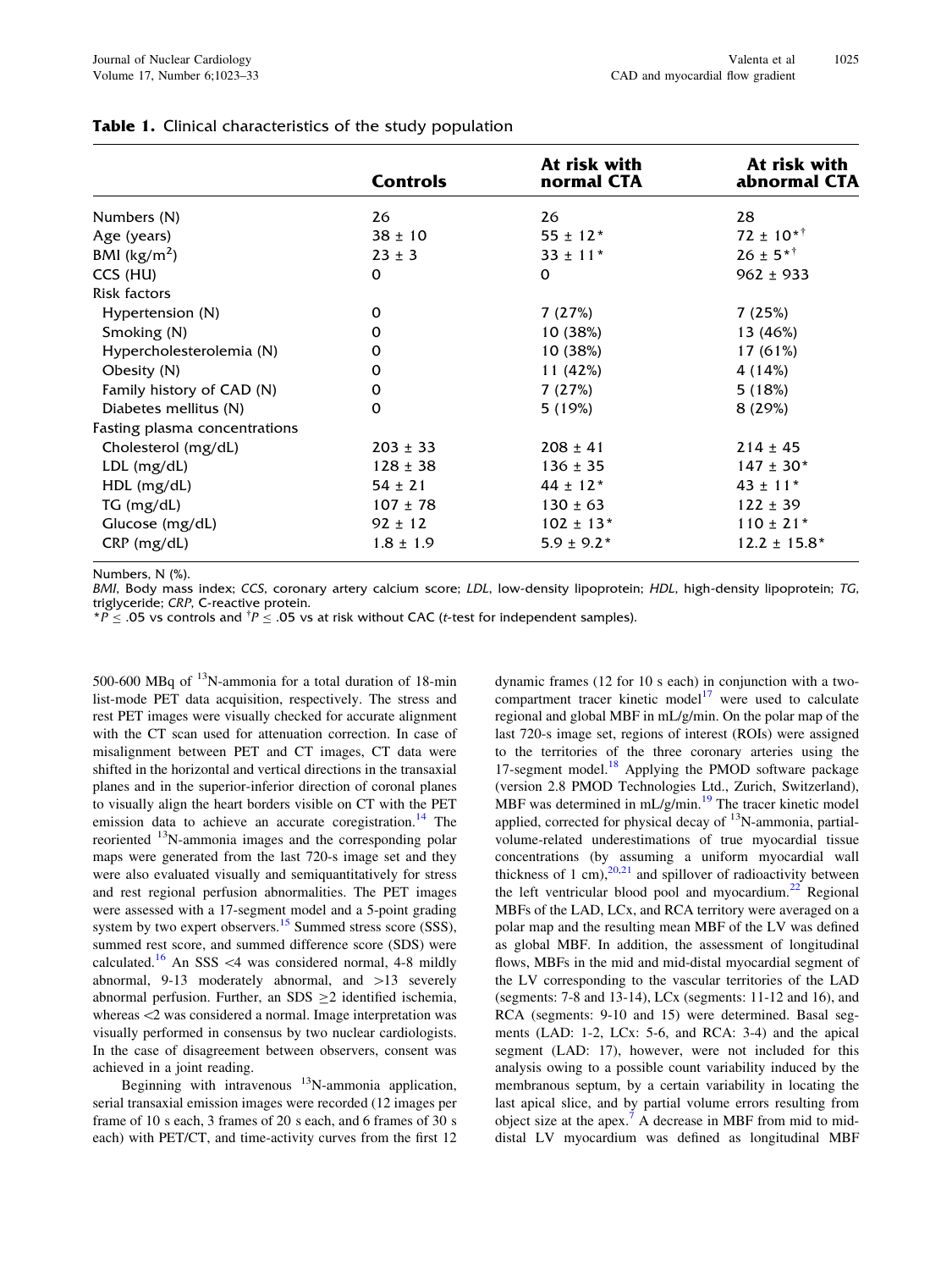**Table 1.** Clinical characteristics of the study population

| | Controls | At risk with normal CTA | At risk with abnormal CTA |
|---|---|---|---|
| Numbers (N) | 26 | 26 | 28 |
| Age (years) | 38 ± 10 | 55 ± 12* | 72 ± 10*† |
| BMI (kg/m$^2$) | 23 ± 3 | 33 ± 11* | 26 ± 5*† |
| CCS (HU) | 0 | 0 | 962 ± 933 |
| Risk factors | | | |
| Hypertension (N) | 0 | 7 (27%) | 7 (25%) |
| Smoking (N) | 0 | 10 (38%) | 13 (46%) |
| Hypercholesterolemia (N) | 0 | 10 (38%) | 17 (61%) |
| Obesity (N) | 0 | 11 (42%) | 4 (14%) |
| Family history of CAD (N) | 0 | 7 (27%) | 5 (18%) |
| Diabetes mellitus (N) | 0 | 5 (19%) | 8 (29%) |
| Fasting plasma concentrations | | | |
| Cholesterol (mg/dL) | 203 ± 33 | 208 ± 41 | 214 ± 45 |
| LDL (mg/dL) | 128 ± 38 | 136 ± 35 | 147 ± 30* |
| HDL (mg/dL) | 54 ± 21 | 44 ± 12* | 43 ± 11* |
| TG (mg/dL) | 107 ± 78 | 130 ± 63 | 122 ± 39 |
| Glucose (mg/dL) | 92 ± 12 | 102 ± 13* | 110 ± 21* |
| CRP (mg/dL) | 1.8 ± 1.9 | 5.9 ± 9.2* | 12.2 ± 15.8* |

Numbers, N (%).

*BMI*, Body mass index; *CCS*, coronary artery calcium score; *LDL*, low-density lipoprotein; *HDL*, high-density lipoprotein; *TG*, triglyceride; *CRP*, C-reactive protein.

*$P \leq .05$ vs controls and †$P \leq .05$ vs at risk without CAC (*t*-test for independent samples).

500-600 MBq of $^{13}$N-ammonia for a total duration of 18-min list-mode PET data acquisition, respectively. The stress and rest PET images were visually checked for accurate alignment with the CT scan used for attenuation correction. In case of misalignment between PET and CT images, CT data were shifted in the horizontal and vertical directions in the transaxial planes and in the superior-inferior direction of coronal planes to visually align the heart borders visible on CT with the PET emission data to achieve an accurate coregistration.[14] The reoriented $^{13}$N-ammonia images and the corresponding polar maps were generated from the last 720-s image set and they were also evaluated visually and semiquantitatively for stress and rest regional perfusion abnormalities. The PET images were assessed with a 17-segment model and a 5-point grading system by two expert observers.[15] Summed stress score (SSS), summed rest score, and summed difference score (SDS) were calculated.[16] An SSS <4 was considered normal, 4-8 mildly abnormal, 9-13 moderately abnormal, and >13 severely abnormal perfusion. Further, an SDS ≥2 identified ischemia, whereas <2 was considered a normal. Image interpretation was visually performed in consensus by two nuclear cardiologists. In the case of disagreement between observers, consent was achieved in a joint reading.

Beginning with intravenous $^{13}$N-ammonia application, serial transaxial emission images were recorded (12 images per frame of 10 s each, 3 frames of 20 s each, and 6 frames of 30 s each) with PET/CT, and time-activity curves from the first 12 dynamic frames (12 for 10 s each) in conjunction with a two-compartment tracer kinetic model[17] were used to calculate regional and global MBF in mL/g/min. On the polar map of the last 720-s image set, regions of interest (ROIs) were assigned to the territories of the three coronary arteries using the 17-segment model.[18] Applying the PMOD software package (version 2.8 PMOD Technologies Ltd., Zurich, Switzerland), MBF was determined in mL/g/min.[19] The tracer kinetic model applied, corrected for physical decay of $^{13}$N-ammonia, partial-volume-related underestimations of true myocardial tissue concentrations (by assuming a uniform myocardial wall thickness of 1 cm),[20,21] and spillover of radioactivity between the left ventricular blood pool and myocardium.[22] Regional MBFs of the LAD, LCx, and RCA territory were averaged on a polar map and the resulting mean MBF of the LV was defined as global MBF. In addition, the assessment of longitudinal flows, MBFs in the mid and mid-distal myocardial segment of the LV corresponding to the vascular territories of the LAD (segments: 7-8 and 13-14), LCx (segments: 11-12 and 16), and RCA (segments: 9-10 and 15) were determined. Basal segments (LAD: 1-2, LCx: 5-6, and RCA: 3-4) and the apical segment (LAD: 17), however, were not included for this analysis owing to a possible count variability induced by the membranous septum, by a certain variability in locating the last apical slice, and by partial volume errors resulting from object size at the apex.[7] A decrease in MBF from mid to mid-distal LV myocardium was defined as longitudinal MBF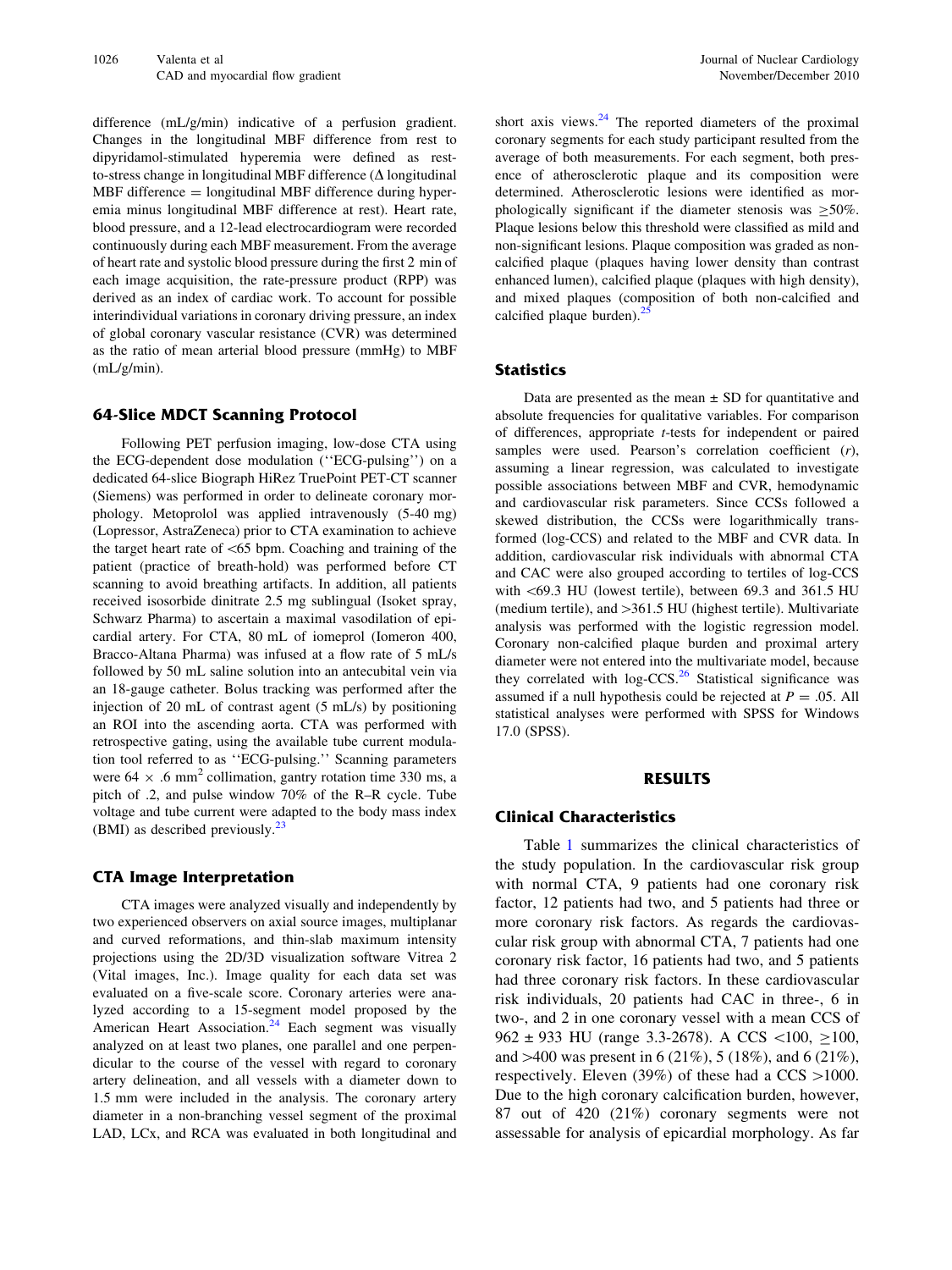difference (mL/g/min) indicative of a perfusion gradient. Changes in the longitudinal MBF difference from rest to dipyridamol-stimulated hyperemia were defined as rest-to-stress change in longitudinal MBF difference (Δ longitudinal MBF difference = longitudinal MBF difference during hyperemia minus longitudinal MBF difference at rest). Heart rate, blood pressure, and a 12-lead electrocardiogram were recorded continuously during each MBF measurement. From the average of heart rate and systolic blood pressure during the first 2 min of each image acquisition, the rate-pressure product (RPP) was derived as an index of cardiac work. To account for possible interindividual variations in coronary driving pressure, an index of global coronary vascular resistance (CVR) was determined as the ratio of mean arterial blood pressure (mmHg) to MBF (mL/g/min).

### 64-Slice MDCT Scanning Protocol

Following PET perfusion imaging, low-dose CTA using the ECG-dependent dose modulation (''ECG-pulsing'') on a dedicated 64-slice Biograph HiRez TruePoint PET-CT scanner (Siemens) was performed in order to delineate coronary morphology. Metoprolol was applied intravenously (5-40 mg) (Lopressor, AstraZeneca) prior to CTA examination to achieve the target heart rate of <65 bpm. Coaching and training of the patient (practice of breath-hold) was performed before CT scanning to avoid breathing artifacts. In addition, all patients received isosorbide dinitrate 2.5 mg sublingual (Isoket spray, Schwarz Pharma) to ascertain a maximal vasodilation of epicardial artery. For CTA, 80 mL of iomeprol (Iomeron 400, Bracco-Altana Pharma) was infused at a flow rate of 5 mL/s followed by 50 mL saline solution into an antecubital vein via an 18-gauge catheter. Bolus tracking was performed after the injection of 20 mL of contrast agent (5 mL/s) by positioning an ROI into the ascending aorta. CTA was performed with retrospective gating, using the available tube current modulation tool referred to as ''ECG-pulsing.'' Scanning parameters were 64 × .6 $mm^2$ collimation, gantry rotation time 330 ms, a pitch of .2, and pulse window 70% of the R–R cycle. Tube voltage and tube current were adapted to the body mass index (BMI) as described previously.[23]

### CTA Image Interpretation

CTA images were analyzed visually and independently by two experienced observers on axial source images, multiplanar and curved reformations, and thin-slab maximum intensity projections using the 2D/3D visualization software Vitrea 2 (Vital images, Inc.). Image quality for each data set was evaluated on a five-scale score. Coronary arteries were analyzed according to a 15-segment model proposed by the American Heart Association.[24] Each segment was visually analyzed on at least two planes, one parallel and one perpendicular to the course of the vessel with regard to coronary artery delineation, and all vessels with a diameter down to 1.5 mm were included in the analysis. The coronary artery diameter in a non-branching vessel segment of the proximal LAD, LCx, and RCA was evaluated in both longitudinal and short axis views.[24] The reported diameters of the proximal coronary segments for each study participant resulted from the average of both measurements. For each segment, both presence of atherosclerotic plaque and its composition were determined. Atherosclerotic lesions were identified as morphologically significant if the diameter stenosis was ≥50%. Plaque lesions below this threshold were classified as mild and non-significant lesions. Plaque composition was graded as non-calcified plaque (plaques having lower density than contrast enhanced lumen), calcified plaque (plaques with high density), and mixed plaques (composition of both non-calcified and calcified plaque burden).[25]

### Statistics

Data are presented as the mean ± SD for quantitative and absolute frequencies for qualitative variables. For comparison of differences, appropriate *t*-tests for independent or paired samples were used. Pearson's correlation coefficient (*r*), assuming a linear regression, was calculated to investigate possible associations between MBF and CVR, hemodynamic and cardiovascular risk parameters. Since CCSs followed a skewed distribution, the CCSs were logarithmically transformed (log-CCS) and related to the MBF and CVR data. In addition, cardiovascular risk individuals with abnormal CTA and CAC were also grouped according to tertiles of log-CCS with <69.3 HU (lowest tertile), between 69.3 and 361.5 HU (medium tertile), and >361.5 HU (highest tertile). Multivariate analysis was performed with the logistic regression model. Coronary non-calcified plaque burden and proximal artery diameter were not entered into the multivariate model, because they correlated with log-CCS.[26] Statistical significance was assumed if a null hypothesis could be rejected at $P = .05$. All statistical analyses were performed with SPSS for Windows 17.0 (SPSS).

## RESULTS

### Clinical Characteristics

Table 1 summarizes the clinical characteristics of the study population. In the cardiovascular risk group with normal CTA, 9 patients had one coronary risk factor, 12 patients had two, and 5 patients had three or more coronary risk factors. As regards the cardiovascular risk group with abnormal CTA, 7 patients had one coronary risk factor, 16 patients had two, and 5 patients had three coronary risk factors. In these cardiovascular risk individuals, 20 patients had CAC in three-, 6 in two-, and 2 in one coronary vessel with a mean CCS of 962 ± 933 HU (range 3.3-2678). A CCS <100, ≥100, and >400 was present in 6 (21%), 5 (18%), and 6 (21%), respectively. Eleven (39%) of these had a CCS >1000. Due to the high coronary calcification burden, however, 87 out of 420 (21%) coronary segments were not assessable for analysis of epicardial morphology. As far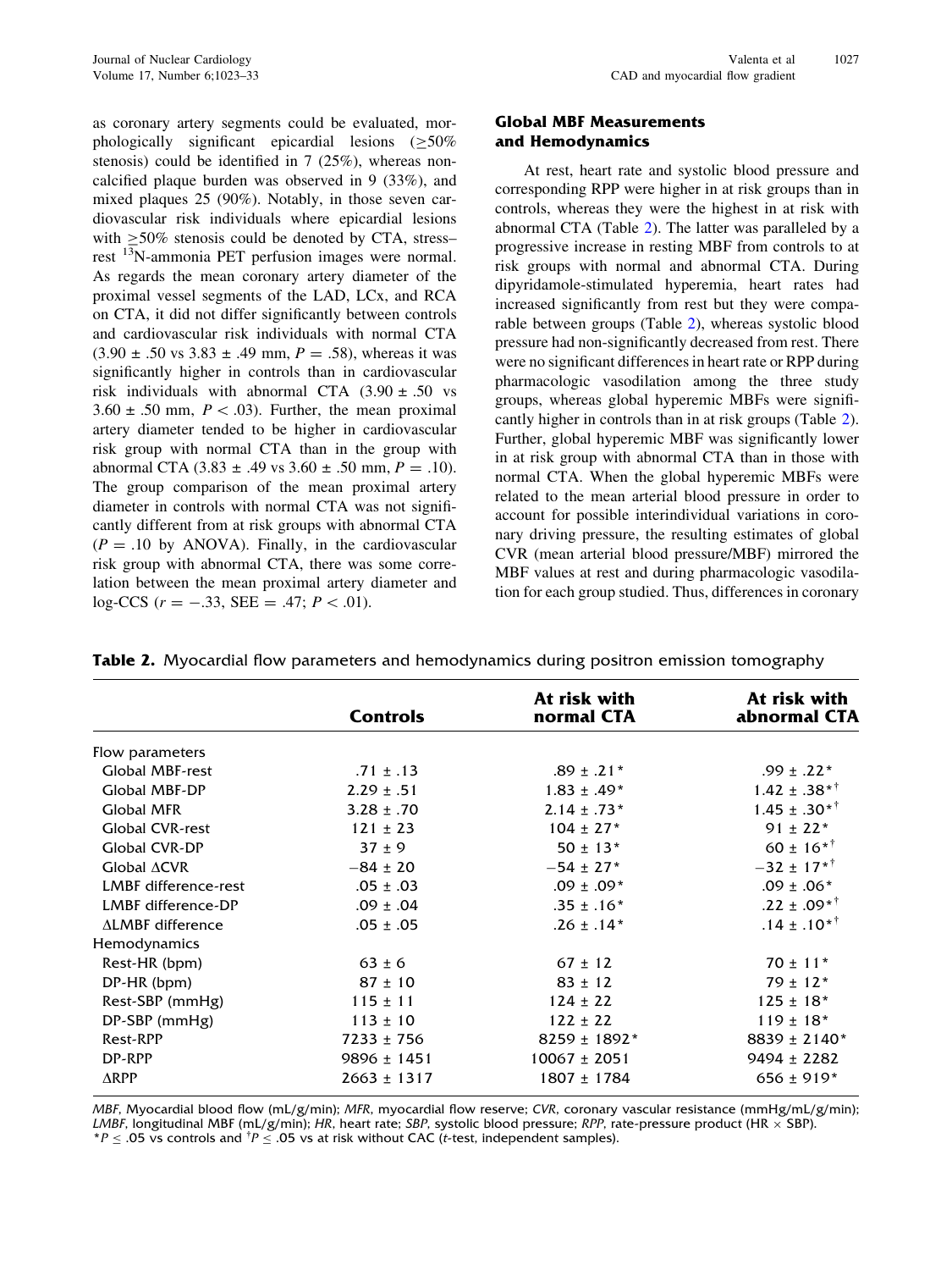as coronary artery segments could be evaluated, morphologically significant epicardial lesions ($\geq$50% stenosis) could be identified in 7 (25%), whereas noncalcified plaque burden was observed in 9 (33%), and mixed plaques 25 (90%). Notably, in those seven cardiovascular risk individuals where epicardial lesions with $\geq$50% stenosis could be denoted by CTA, stress–rest $^{13}$N-ammonia PET perfusion images were normal. As regards the mean coronary artery diameter of the proximal vessel segments of the LAD, LCx, and RCA on CTA, it did not differ significantly between controls and cardiovascular risk individuals with normal CTA (3.90 ± .50 vs 3.83 ± .49 mm, $P = .58$), whereas it was significantly higher in controls than in cardiovascular risk individuals with abnormal CTA (3.90 ± .50 vs 3.60 ± .50 mm, $P < .03$). Further, the mean proximal artery diameter tended to be higher in cardiovascular risk group with normal CTA than in the group with abnormal CTA (3.83 ± .49 vs 3.60 ± .50 mm, $P = .10$). The group comparison of the mean proximal artery diameter in controls with normal CTA was not significantly different from at risk groups with abnormal CTA ($P = .10$ by ANOVA). Finally, in the cardiovascular risk group with abnormal CTA, there was some correlation between the mean proximal artery diameter and log-CCS ($r = -.33$, SEE = .47; $P < .01$).

## Global MBF Measurements and Hemodynamics

At rest, heart rate and systolic blood pressure and corresponding RPP were higher in at risk groups than in controls, whereas they were the highest in at risk with abnormal CTA (Table 2). The latter was paralleled by a progressive increase in resting MBF from controls to at risk groups with normal and abnormal CTA. During dipyridamole-stimulated hyperemia, heart rates had increased significantly from rest but they were comparable between groups (Table 2), whereas systolic blood pressure had non-significantly decreased from rest. There were no significant differences in heart rate or RPP during pharmacologic vasodilation among the three study groups, whereas global hyperemic MBFs were significantly higher in controls than in at risk groups (Table 2). Further, global hyperemic MBF was significantly lower in at risk group with abnormal CTA than in those with normal CTA. When the global hyperemic MBFs were related to the mean arterial blood pressure in order to account for possible interindividual variations in coronary driving pressure, the resulting estimates of global CVR (mean arterial blood pressure/MBF) mirrored the MBF values at rest and during pharmacologic vasodilation for each group studied. Thus, differences in coronary

**Table 2.** Myocardial flow parameters and hemodynamics during positron emission tomography

| | Controls | At risk with normal CTA | At risk with abnormal CTA |
|---|---|---|---|
| Flow parameters | | | |
| Global MBF-rest | .71 ± .13 | .89 ± .21* | .99 ± .22* |
| Global MBF-DP | 2.29 ± .51 | 1.83 ± .49* | 1.42 ± .38*† |
| Global MFR | 3.28 ± .70 | 2.14 ± .73* | 1.45 ± .30*† |
| Global CVR-rest | 121 ± 23 | 104 ± 27* | 91 ± 22* |
| Global CVR-DP | 37 ± 9 | 50 ± 13* | 60 ± 16*† |
| Global ΔCVR | −84 ± 20 | −54 ± 27* | −32 ± 17*† |
| LMBF difference-rest | .05 ± .03 | .09 ± .09* | .09 ± .06* |
| LMBF difference-DP | .09 ± .04 | .35 ± .16* | .22 ± .09*† |
| ΔLMBF difference | .05 ± .05 | .26 ± .14* | .14 ± .10*† |
| Hemodynamics | | | |
| Rest-HR (bpm) | 63 ± 6 | 67 ± 12 | 70 ± 11* |
| DP-HR (bpm) | 87 ± 10 | 83 ± 12 | 79 ± 12* |
| Rest-SBP (mmHg) | 115 ± 11 | 124 ± 22 | 125 ± 18* |
| DP-SBP (mmHg) | 113 ± 10 | 122 ± 22 | 119 ± 18* |
| Rest-RPP | 7233 ± 756 | 8259 ± 1892* | 8839 ± 2140* |
| DP-RPP | 9896 ± 1451 | 10067 ± 2051 | 9494 ± 2282 |
| ΔRPP | 2663 ± 1317 | 1807 ± 1784 | 656 ± 919* |

*MBF*, Myocardial blood flow (mL/g/min); *MFR*, myocardial flow reserve; *CVR*, coronary vascular resistance (mmHg/mL/g/min); *LMBF*, longitudinal MBF (mL/g/min); *HR*, heart rate; *SBP*, systolic blood pressure; *RPP*, rate-pressure product (HR × SBP).
*$P \leq .05$ vs controls and †$P \leq .05$ vs at risk without CAC (*t*-test, independent samples).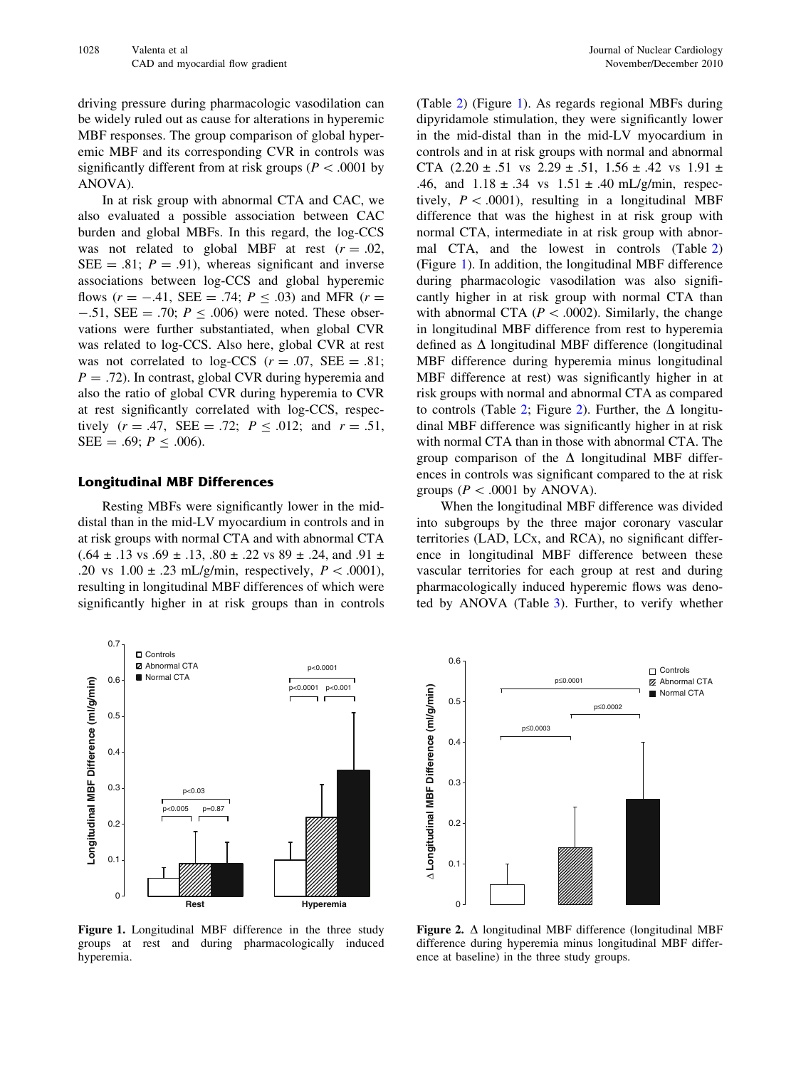driving pressure during pharmacologic vasodilation can be widely ruled out as cause for alterations in hyperemic MBF responses. The group comparison of global hyperemic MBF and its corresponding CVR in controls was significantly different from at risk groups ($P < .0001$ by ANOVA).

In at risk group with abnormal CTA and CAC, we also evaluated a possible association between CAC burden and global MBFs. In this regard, the log-CCS was not related to global MBF at rest ($r = .02$, SEE = .81; $P = .91$), whereas significant and inverse associations between log-CCS and global hyperemic flows ($r = -.41$, SEE = .74; $P \leq .03$) and MFR ($r = -.51$, SEE = .70; $P \leq .006$) were noted. These observations were further substantiated, when global CVR was related to log-CCS. Also here, global CVR at rest was not correlated to log-CCS ($r = .07$, SEE = .81; $P = .72$). In contrast, global CVR during hyperemia and also the ratio of global CVR during hyperemia to CVR at rest significantly correlated with log-CCS, respectively ($r = .47$, SEE = .72; $P \leq .012$; and $r = .51$, SEE = .69; $P \leq .006$).

### Longitudinal MBF Differences

Resting MBFs were significantly lower in the mid-distal than in the mid-LV myocardium in controls and in at risk groups with normal CTA and with abnormal CTA (.64 ± .13 vs .69 ± .13, .80 ± .22 vs 89 ± .24, and .91 ± .20 vs 1.00 ± .23 mL/g/min, respectively, $P < .0001$), resulting in longitudinal MBF differences of which were significantly higher in at risk groups than in controls (Table 2) (Figure 1). As regards regional MBFs during dipyridamole stimulation, they were significantly lower in the mid-distal than in the mid-LV myocardium in controls and in at risk groups with normal and abnormal CTA (2.20 ± .51 vs 2.29 ± .51, 1.56 ± .42 vs 1.91 ± .46, and 1.18 ± .34 vs 1.51 ± .40 mL/g/min, respectively, $P < .0001$), resulting in a longitudinal MBF difference that was the highest in at risk group with normal CTA, intermediate in at risk group with abnormal CTA, and the lowest in controls (Table 2) (Figure 1). In addition, the longitudinal MBF difference during pharmacologic vasodilation was also significantly higher in at risk group with normal CTA than with abnormal CTA ($P < .0002$). Similarly, the change in longitudinal MBF difference from rest to hyperemia defined as Δ longitudinal MBF difference (longitudinal MBF difference during hyperemia minus longitudinal MBF difference at rest) was significantly higher in at risk groups with normal and abnormal CTA as compared to controls (Table 2; Figure 2). Further, the Δ longitudinal MBF difference was significantly higher in at risk with normal CTA than in those with abnormal CTA. The group comparison of the Δ longitudinal MBF differences in controls was significant compared to the at risk groups ($P < .0001$ by ANOVA).

When the longitudinal MBF difference was divided into subgroups by the three major coronary vascular territories (LAD, LCx, and RCA), no significant difference in longitudinal MBF difference between these vascular territories for each group at rest and during pharmacologically induced hyperemic flows was denoted by ANOVA (Table 3). Further, to verify whether

**Figure 1.** Longitudinal MBF difference in the three study groups at rest and during pharmacologically induced hyperemia.

**Figure 2.** Δ longitudinal MBF difference (longitudinal MBF difference during hyperemia minus longitudinal MBF difference at baseline) in the three study groups.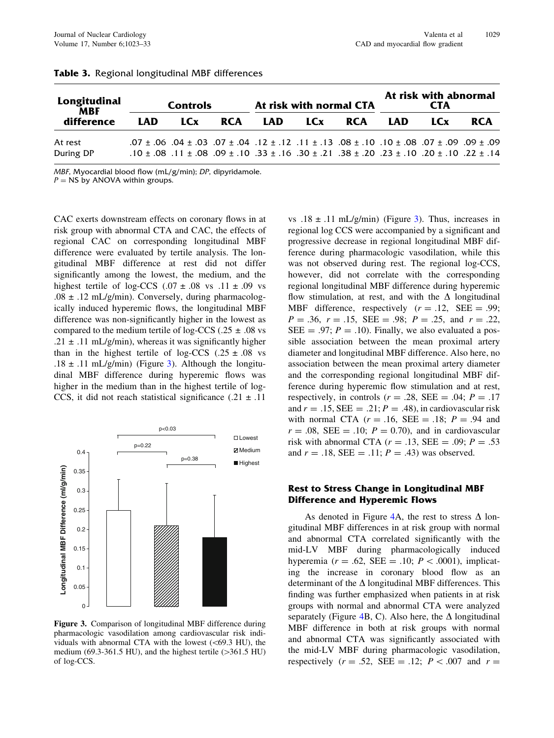**Table 3.** Regional longitudinal MBF differences

| Longitudinal MBF difference | Controls | | | At risk with normal CTA | | | At risk with abnormal CTA | | |
|---|---|---|---|---|---|---|---|---|---|
| | LAD | LCx | RCA | LAD | LCx | RCA | LAD | LCx | RCA |
| At rest | .07 ± .06 | .04 ± .03 | .07 ± .04 | .12 ± .12 | .11 ± .13 | .08 ± .10 | .10 ± .08 | .07 ± .09 | .09 ± .09 |
| During DP | .10 ± .08 | .11 ± .08 | .09 ± .10 | .33 ± .16 | .30 ± .21 | .38 ± .20 | .23 ± .10 | .20 ± .10 | .22 ± .14 |

*MBF*, Myocardial blood flow (mL/g/min); *DP*, dipyridamole.
$P$ = NS by ANOVA within groups.

CAC exerts downstream effects on coronary flows in at risk group with abnormal CTA and CAC, the effects of regional CAC on corresponding longitudinal MBF difference were evaluated by tertile analysis. The longitudinal MBF difference at rest did not differ significantly among the lowest, the medium, and the highest tertile of log-CCS (.07 ± .08 vs .11 ± .09 vs .08 ± .12 mL/g/min). Conversely, during pharmacologically induced hyperemic flows, the longitudinal MBF difference was non-significantly higher in the lowest as compared to the medium tertile of log-CCS (.25 ± .08 vs .21 ± .11 mL/g/min), whereas it was significantly higher than in the highest tertile of log-CCS (.25 ± .08 vs .18 ± .11 mL/g/min) (Figure 3). Although the longitudinal MBF difference during hyperemic flows was higher in the medium than in the highest tertile of log-CCS, it did not reach statistical significance (.21 ± .11 vs .18 ± .11 mL/g/min) (Figure 3). Thus, increases in regional log CCS were accompanied by a significant and progressive decrease in regional longitudinal MBF difference during pharmacologic vasodilation, while this was not observed during rest. The regional log-CCS, however, did not correlate with the corresponding regional longitudinal MBF difference during hyperemic flow stimulation, at rest, and with the Δ longitudinal MBF difference, respectively ($r = .12$, SEE = .99; $P = .36$, $r = .15$, SEE = .98; $P = .25$, and $r = .22$, SEE = .97; $P = .10$). Finally, we also evaluated a possible association between the mean proximal artery diameter and longitudinal MBF difference. Also here, no association between the mean proximal artery diameter and the corresponding regional longitudinal MBF difference during hyperemic flow stimulation and at rest, respectively, in controls ($r = .28$, SEE = .04; $P = .17$ and $r = .15$, SEE = .21; $P = .48$), in cardiovascular risk with normal CTA ($r = .16$, SEE = .18; $P = .94$ and $r = .08$, SEE = .10; $P = 0.70$), and in cardiovascular risk with abnormal CTA ($r = .13$, SEE = .09; $P = .53$ and $r = .18$, SEE = .11; $P = .43$) was observed.

**Figure 3.** Comparison of longitudinal MBF difference during pharmacologic vasodilation among cardiovascular risk individuals with abnormal CTA with the lowest (<69.3 HU), the medium (69.3-361.5 HU), and the highest tertile (>361.5 HU) of log-CCS.

### Rest to Stress Change in Longitudinal MBF Difference and Hyperemic Flows

As denoted in Figure 4A, the rest to stress Δ longitudinal MBF differences in at risk group with normal and abnormal CTA correlated significantly with the mid-LV MBF during pharmacologically induced hyperemia ($r = .62$, SEE = .10; $P < .0001$), implicating the increase in coronary blood flow as an determinant of the Δ longitudinal MBF differences. This finding was further emphasized when patients in at risk groups with normal and abnormal CTA were analyzed separately (Figure 4B, C). Also here, the Δ longitudinal MBF difference in both at risk groups with normal and abnormal CTA was significantly associated with the mid-LV MBF during pharmacologic vasodilation, respectively ($r = .52$, SEE = .12; $P < .007$ and $r =$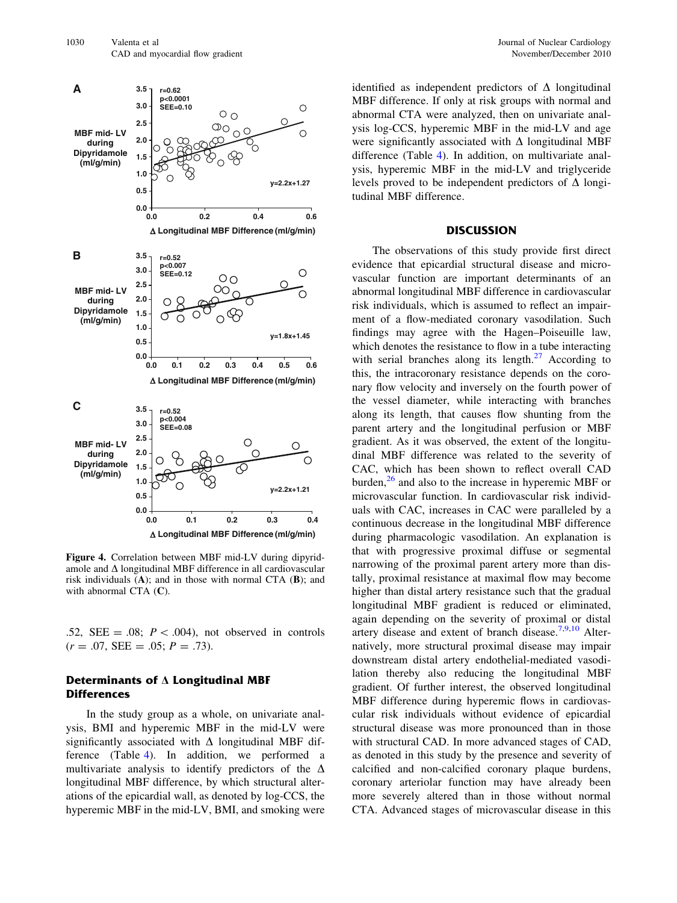A

r=0.62
p<0.0001
SEE=0.10

MBF mid- LV during Dipyridamole (ml/g/min)

y=2.2x+1.27

Δ Longitudinal MBF Difference (ml/g/min)

B

r=0.52
p<0.007
SEE=0.12

MBF mid- LV during Dipyridamole (ml/g/min)

y=1.8x+1.45

Δ Longitudinal MBF Difference (ml/g/min)

C

r=0.52
p<0.004
SEE=0.08

MBF mid- LV during Dipyridamole (ml/g/min)

y=2.2x+1.21

Δ Longitudinal MBF Difference (ml/g/min)

**Figure 4.** Correlation between MBF mid-LV during dipyridamole and Δ longitudinal MBF difference in all cardiovascular risk individuals (**A**); and in those with normal CTA (**B**); and with abnormal CTA (**C**).

.52, SEE = .08; $P < .004$), not observed in controls ($r = .07$, SEE = .05; $P = .73$).

### Determinants of Δ Longitudinal MBF Differences

In the study group as a whole, on univariate analysis, BMI and hyperemic MBF in the mid-LV were significantly associated with Δ longitudinal MBF difference (Table 4). In addition, we performed a multivariate analysis to identify predictors of the Δ longitudinal MBF difference, by which structural alterations of the epicardial wall, as denoted by log-CCS, the hyperemic MBF in the mid-LV, BMI, and smoking were identified as independent predictors of Δ longitudinal MBF difference. If only at risk groups with normal and abnormal CTA were analyzed, then on univariate analysis log-CCS, hyperemic MBF in the mid-LV and age were significantly associated with Δ longitudinal MBF difference (Table 4). In addition, on multivariate analysis, hyperemic MBF in the mid-LV and triglyceride levels proved to be independent predictors of Δ longitudinal MBF difference.

## DISCUSSION

The observations of this study provide first direct evidence that epicardial structural disease and microvascular function are important determinants of an abnormal longitudinal MBF difference in cardiovascular risk individuals, which is assumed to reflect an impairment of a flow-mediated coronary vasodilation. Such findings may agree with the Hagen–Poiseuille law, which denotes the resistance to flow in a tube interacting with serial branches along its length.[27] According to this, the intracoronary resistance depends on the coronary flow velocity and inversely on the fourth power of the vessel diameter, while interacting with branches along its length, that causes flow shunting from the parent artery and the longitudinal perfusion or MBF gradient. As it was observed, the extent of the longitudinal MBF difference was related to the severity of CAC, which has been shown to reflect overall CAD burden,[26] and also to the increase in hyperemic MBF or microvascular function. In cardiovascular risk individuals with CAC, increases in CAC were paralleled by a continuous decrease in the longitudinal MBF difference during pharmacologic vasodilation. An explanation is that with progressive proximal diffuse or segmental narrowing of the proximal parent artery more than distally, proximal resistance at maximal flow may become higher than distal artery resistance such that the gradual longitudinal MBF gradient is reduced or eliminated, again depending on the severity of proximal or distal artery disease and extent of branch disease.[7,9,10] Alternatively, more structural proximal disease may impair downstream distal artery endothelial-mediated vasodilation thereby also reducing the longitudinal MBF gradient. Of further interest, the observed longitudinal MBF difference during hyperemic flows in cardiovascular risk individuals without evidence of epicardial structural disease was more pronounced than in those with structural CAD. In more advanced stages of CAD, as denoted in this study by the presence and severity of calcified and non-calcified coronary plaque burdens, coronary arteriolar function may have already been more severely altered than in those without normal CTA. Advanced stages of microvascular disease in this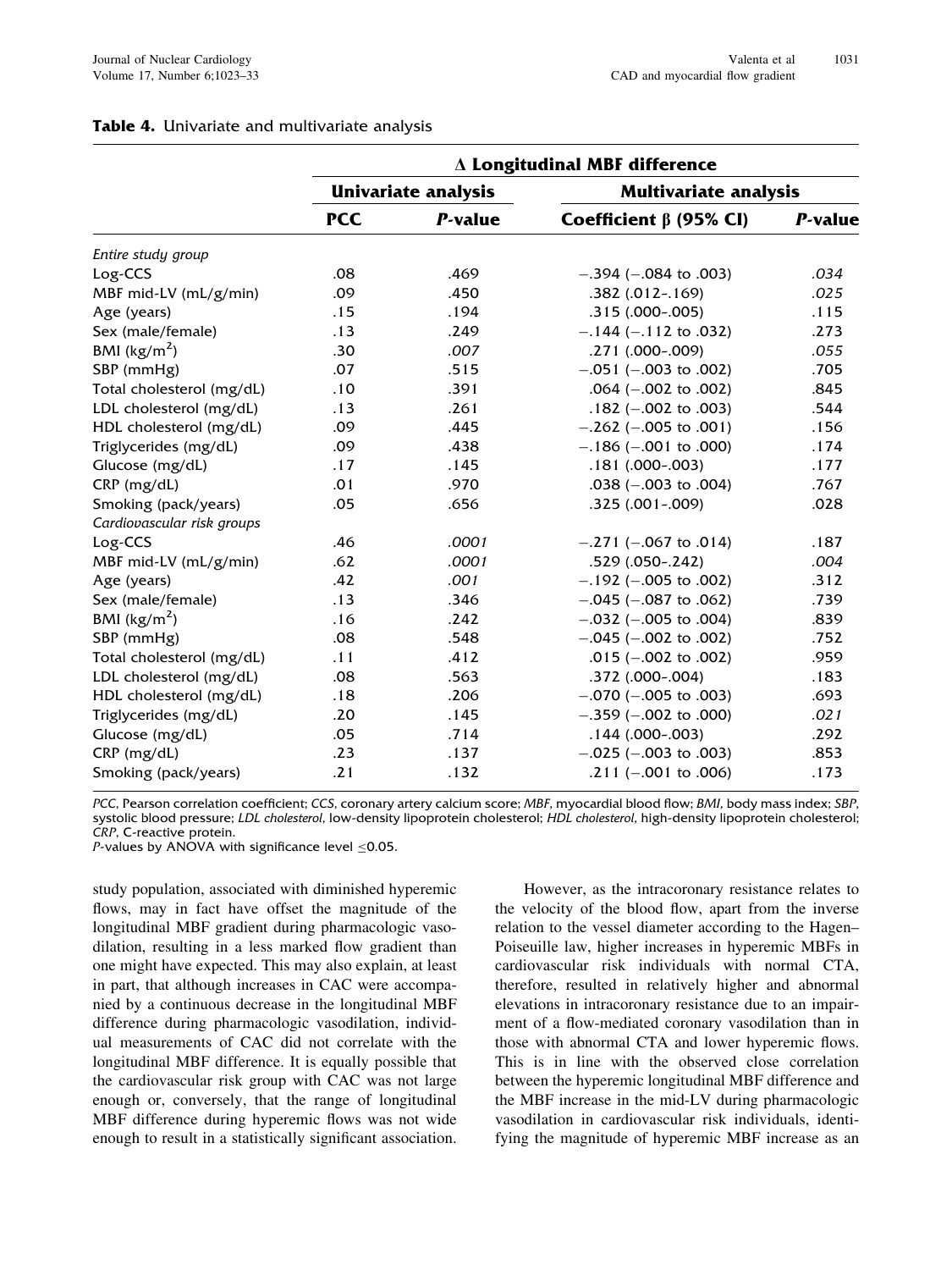**Table 4.** Univariate and multivariate analysis

| | Δ Longitudinal MBF difference | | | |
|---|---|---|---|---|
| | Univariate analysis | | Multivariate analysis | |
| | PCC | *P*-value | Coefficient β (95% CI) | *P*-value |
| *Entire study group* | | | | |
| Log-CCS | .08 | .469 | −.394 (−.084 to .003) | *.034* |
| MBF mid-LV (mL/g/min) | .09 | .450 | .382 (.012–.169) | *.025* |
| Age (years) | .15 | .194 | .315 (.000–.005) | .115 |
| Sex (male/female) | .13 | .249 | −.144 (−.112 to .032) | .273 |
| BMI (kg/m$^2$) | .30 | *.007* | .271 (.000–.009) | *.055* |
| SBP (mmHg) | .07 | .515 | −.051 (−.003 to .002) | .705 |
| Total cholesterol (mg/dL) | .10 | .391 | .064 (−.002 to .002) | .845 |
| LDL cholesterol (mg/dL) | .13 | .261 | .182 (−.002 to .003) | .544 |
| HDL cholesterol (mg/dL) | .09 | .445 | −.262 (−.005 to .001) | .156 |
| Triglycerides (mg/dL) | .09 | .438 | −.186 (−.001 to .000) | .174 |
| Glucose (mg/dL) | .17 | .145 | .181 (.000–.003) | .177 |
| CRP (mg/dL) | .01 | .970 | .038 (−.003 to .004) | .767 |
| Smoking (pack/years) | .05 | .656 | .325 (.001–.009) | .028 |
| *Cardiovascular risk groups* | | | | |
| Log-CCS | .46 | *.0001* | −.271 (−.067 to .014) | .187 |
| MBF mid-LV (mL/g/min) | .62 | *.0001* | .529 (.050–.242) | *.004* |
| Age (years) | .42 | *.001* | −.192 (−.005 to .002) | .312 |
| Sex (male/female) | .13 | .346 | −.045 (−.087 to .062) | .739 |
| BMI (kg/m$^2$) | .16 | .242 | −.032 (−.005 to .004) | .839 |
| SBP (mmHg) | .08 | .548 | −.045 (−.002 to .002) | .752 |
| Total cholesterol (mg/dL) | .11 | .412 | .015 (−.002 to .002) | .959 |
| LDL cholesterol (mg/dL) | .08 | .563 | .372 (.000–.004) | .183 |
| HDL cholesterol (mg/dL) | .18 | .206 | −.070 (−.005 to .003) | .693 |
| Triglycerides (mg/dL) | .20 | .145 | −.359 (−.002 to .000) | *.021* |
| Glucose (mg/dL) | .05 | .714 | .144 (.000–.003) | .292 |
| CRP (mg/dL) | .23 | .137 | −.025 (−.003 to .003) | .853 |
| Smoking (pack/years) | .21 | .132 | .211 (−.001 to .006) | .173 |

*PCC*, Pearson correlation coefficient; *CCS*, coronary artery calcium score; *MBF*, myocardial blood flow; *BMI*, body mass index; *SBP*, systolic blood pressure; *LDL cholesterol*, low-density lipoprotein cholesterol; *HDL cholesterol*, high-density lipoprotein cholesterol; *CRP*, C-reactive protein.
*P*-values by ANOVA with significance level ≤0.05.

study population, associated with diminished hyperemic flows, may in fact have offset the magnitude of the longitudinal MBF gradient during pharmacologic vasodilation, resulting in a less marked flow gradient than one might have expected. This may also explain, at least in part, that although increases in CAC were accompanied by a continuous decrease in the longitudinal MBF difference during pharmacologic vasodilation, individual measurements of CAC did not correlate with the longitudinal MBF difference. It is equally possible that the cardiovascular risk group with CAC was not large enough or, conversely, that the range of longitudinal MBF difference during hyperemic flows was not wide enough to result in a statistically significant association.

However, as the intracoronary resistance relates to the velocity of the blood flow, apart from the inverse relation to the vessel diameter according to the Hagen–Poiseuille law, higher increases in hyperemic MBFs in cardiovascular risk individuals with normal CTA, therefore, resulted in relatively higher and abnormal elevations in intracoronary resistance due to an impairment of a flow-mediated coronary vasodilation than in those with abnormal CTA and lower hyperemic flows. This is in line with the observed close correlation between the hyperemic longitudinal MBF difference and the MBF increase in the mid-LV during pharmacologic vasodilation in cardiovascular risk individuals, identifying the magnitude of hyperemic MBF increase as an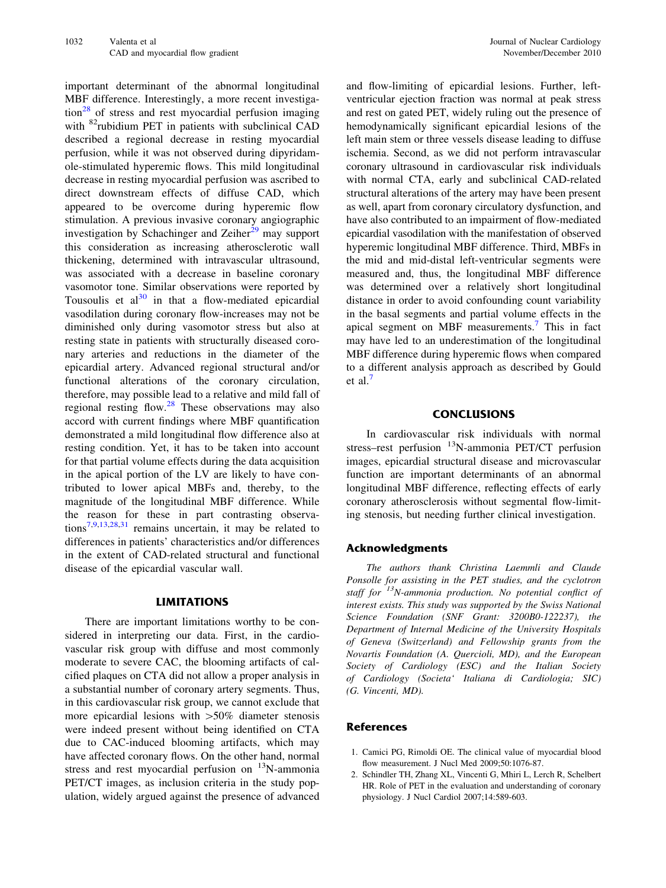important determinant of the abnormal longitudinal MBF difference. Interestingly, a more recent investigation[28] of stress and rest myocardial perfusion imaging with $^{82}$rubidium PET in patients with subclinical CAD described a regional decrease in resting myocardial perfusion, while it was not observed during dipyridamole-stimulated hyperemic flows. This mild longitudinal decrease in resting myocardial perfusion was ascribed to direct downstream effects of diffuse CAD, which appeared to be overcome during hyperemic flow stimulation. A previous invasive coronary angiographic investigation by Schachinger and Zeiher[29] may support this consideration as increasing atherosclerotic wall thickening, determined with intravascular ultrasound, was associated with a decrease in baseline coronary vasomotor tone. Similar observations were reported by Tousoulis et al[30] in that a flow-mediated epicardial vasodilation during coronary flow-increases may not be diminished only during vasomotor stress but also at resting state in patients with structurally diseased coronary arteries and reductions in the diameter of the epicardial artery. Advanced regional structural and/or functional alterations of the coronary circulation, therefore, may possible lead to a relative and mild fall of regional resting flow.[28] These observations may also accord with current findings where MBF quantification demonstrated a mild longitudinal flow difference also at resting condition. Yet, it has to be taken into account for that partial volume effects during the data acquisition in the apical portion of the LV are likely to have contributed to lower apical MBFs and, thereby, to the magnitude of the longitudinal MBF difference. While the reason for these in part contrasting observations[7,9,13,28,31] remains uncertain, it may be related to differences in patients' characteristics and/or differences in the extent of CAD-related structural and functional disease of the epicardial vascular wall.

## LIMITATIONS

There are important limitations worthy to be considered in interpreting our data. First, in the cardiovascular risk group with diffuse and most commonly moderate to severe CAC, the blooming artifacts of calcified plaques on CTA did not allow a proper analysis in a substantial number of coronary artery segments. Thus, in this cardiovascular risk group, we cannot exclude that more epicardial lesions with >50% diameter stenosis were indeed present without being identified on CTA due to CAC-induced blooming artifacts, which may have affected coronary flows. On the other hand, normal stress and rest myocardial perfusion on $^{13}$N-ammonia PET/CT images, as inclusion criteria in the study population, widely argued against the presence of advanced and flow-limiting of epicardial lesions. Further, left-ventricular ejection fraction was normal at peak stress and rest on gated PET, widely ruling out the presence of hemodynamically significant epicardial lesions of the left main stem or three vessels disease leading to diffuse ischemia. Second, as we did not perform intravascular coronary ultrasound in cardiovascular risk individuals with normal CTA, early and subclinical CAD-related structural alterations of the artery may have been present as well, apart from coronary circulatory dysfunction, and have also contributed to an impairment of flow-mediated epicardial vasodilation with the manifestation of observed hyperemic longitudinal MBF difference. Third, MBFs in the mid and mid-distal left-ventricular segments were measured and, thus, the longitudinal MBF difference was determined over a relatively short longitudinal distance in order to avoid confounding count variability in the basal segments and partial volume effects in the apical segment on MBF measurements.[7] This in fact may have led to an underestimation of the longitudinal MBF difference during hyperemic flows when compared to a different analysis approach as described by Gould et al.[7]

## CONCLUSIONS

In cardiovascular risk individuals with normal stress–rest perfusion $^{13}$N-ammonia PET/CT perfusion images, epicardial structural disease and microvascular function are important determinants of an abnormal longitudinal MBF difference, reflecting effects of early coronary atherosclerosis without segmental flow-limiting stenosis, but needing further clinical investigation.

## Acknowledgments

*The authors thank Christina Laemmli and Claude Ponsolle for assisting in the PET studies, and the cyclotron staff for $^{13}$N-ammonia production. No potential conflict of interest exists. This study was supported by the Swiss National Science Foundation (SNF Grant: 3200B0-122237), the Department of Internal Medicine of the University Hospitals of Geneva (Switzerland) and Fellowship grants from the Novartis Foundation (A. Quercioli, MD), and the European Society of Cardiology (ESC) and the Italian Society of Cardiology (Societa' Italiana di Cardiologia; SIC) (G. Vincenti, MD).*

## References

1. Camici PG, Rimoldi OE. The clinical value of myocardial blood flow measurement. J Nucl Med 2009;50:1076-87.
2. Schindler TH, Zhang XL, Vincenti G, Mhiri L, Lerch R, Schelbert HR. Role of PET in the evaluation and understanding of coronary physiology. J Nucl Cardiol 2007;14:589-603.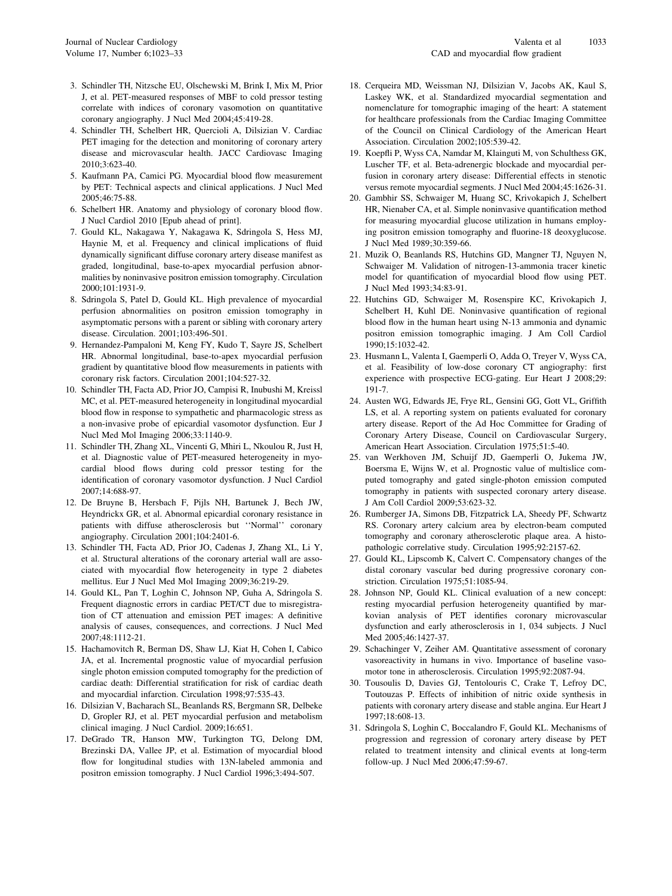3. Schindler TH, Nitzsche EU, Olschewski M, Brink I, Mix M, Prior J, et al. PET-measured responses of MBF to cold pressor testing correlate with indices of coronary vasomotion on quantitative coronary angiography. J Nucl Med 2004;45:419-28.
4. Schindler TH, Schelbert HR, Quercioli A, Dilsizian V. Cardiac PET imaging for the detection and monitoring of coronary artery disease and microvascular health. JACC Cardiovasc Imaging 2010;3:623-40.
5. Kaufmann PA, Camici PG. Myocardial blood flow measurement by PET: Technical aspects and clinical applications. J Nucl Med 2005;46:75-88.
6. Schelbert HR. Anatomy and physiology of coronary blood flow. J Nucl Cardiol 2010 [Epub ahead of print].
7. Gould KL, Nakagawa Y, Nakagawa K, Sdringola S, Hess MJ, Haynie M, et al. Frequency and clinical implications of fluid dynamically significant diffuse coronary artery disease manifest as graded, longitudinal, base-to-apex myocardial perfusion abnormalities by noninvasive positron emission tomography. Circulation 2000;101:1931-9.
8. Sdringola S, Patel D, Gould KL. High prevalence of myocardial perfusion abnormalities on positron emission tomography in asymptomatic persons with a parent or sibling with coronary artery disease. Circulation. 2001;103:496-501.
9. Hernandez-Pampaloni M, Keng FY, Kudo T, Sayre JS, Schelbert HR. Abnormal longitudinal, base-to-apex myocardial perfusion gradient by quantitative blood flow measurements in patients with coronary risk factors. Circulation 2001;104:527-32.
10. Schindler TH, Facta AD, Prior JO, Campisi R, Inubushi M, Kreissl MC, et al. PET-measured heterogeneity in longitudinal myocardial blood flow in response to sympathetic and pharmacologic stress as a non-invasive probe of epicardial vasomotor dysfunction. Eur J Nucl Med Mol Imaging 2006;33:1140-9.
11. Schindler TH, Zhang XL, Vincenti G, Mhiri L, Nkoulou R, Just H, et al. Diagnostic value of PET-measured heterogeneity in myocardial blood flows during cold pressor testing for the identification of coronary vasomotor dysfunction. J Nucl Cardiol 2007;14:688-97.
12. De Bruyne B, Hersbach F, Pijls NH, Bartunek J, Bech JW, Heyndrickx GR, et al. Abnormal epicardial coronary resistance in patients with diffuse atherosclerosis but ''Normal'' coronary angiography. Circulation 2001;104:2401-6.
13. Schindler TH, Facta AD, Prior JO, Cadenas J, Zhang XL, Li Y, et al. Structural alterations of the coronary arterial wall are associated with myocardial flow heterogeneity in type 2 diabetes mellitus. Eur J Nucl Med Mol Imaging 2009;36:219-29.
14. Gould KL, Pan T, Loghin C, Johnson NP, Guha A, Sdringola S. Frequent diagnostic errors in cardiac PET/CT due to misregistration of CT attenuation and emission PET images: A definitive analysis of causes, consequences, and corrections. J Nucl Med 2007;48:1112-21.
15. Hachamovitch R, Berman DS, Shaw LJ, Kiat H, Cohen I, Cabico JA, et al. Incremental prognostic value of myocardial perfusion single photon emission computed tomography for the prediction of cardiac death: Differential stratification for risk of cardiac death and myocardial infarction. Circulation 1998;97:535-43.
16. Dilsizian V, Bacharach SL, Beanlands RS, Bergmann SR, Delbeke D, Gropler RJ, et al. PET myocardial perfusion and metabolism clinical imaging. J Nucl Cardiol. 2009;16:651.
17. DeGrado TR, Hanson MW, Turkington TG, Delong DM, Brezinski DA, Vallee JP, et al. Estimation of myocardial blood flow for longitudinal studies with 13N-labeled ammonia and positron emission tomography. J Nucl Cardiol 1996;3:494-507.
18. Cerqueira MD, Weissman NJ, Dilsizian V, Jacobs AK, Kaul S, Laskey WK, et al. Standardized myocardial segmentation and nomenclature for tomographic imaging of the heart: A statement for healthcare professionals from the Cardiac Imaging Committee of the Council on Clinical Cardiology of the American Heart Association. Circulation 2002;105:539-42.
19. Koepfli P, Wyss CA, Namdar M, Klainguti M, von Schulthess GK, Luscher TF, et al. Beta-adrenergic blockade and myocardial perfusion in coronary artery disease: Differential effects in stenotic versus remote myocardial segments. J Nucl Med 2004;45:1626-31.
20. Gambhir SS, Schwaiger M, Huang SC, Krivokapich J, Schelbert HR, Nienaber CA, et al. Simple noninvasive quantification method for measuring myocardial glucose utilization in humans employing positron emission tomography and fluorine-18 deoxyglucose. J Nucl Med 1989;30:359-66.
21. Muzik O, Beanlands RS, Hutchins GD, Mangner TJ, Nguyen N, Schwaiger M. Validation of nitrogen-13-ammonia tracer kinetic model for quantification of myocardial blood flow using PET. J Nucl Med 1993;34:83-91.
22. Hutchins GD, Schwaiger M, Rosenspire KC, Krivokapich J, Schelbert H, Kuhl DE. Noninvasive quantification of regional blood flow in the human heart using N-13 ammonia and dynamic positron emission tomographic imaging. J Am Coll Cardiol 1990;15:1032-42.
23. Husmann L, Valenta I, Gaemperli O, Adda O, Treyer V, Wyss CA, et al. Feasibility of low-dose coronary CT angiography: first experience with prospective ECG-gating. Eur Heart J 2008;29:191-7.
24. Austen WG, Edwards JE, Frye RL, Gensini GG, Gott VL, Griffith LS, et al. A reporting system on patients evaluated for coronary artery disease. Report of the Ad Hoc Committee for Grading of Coronary Artery Disease, Council on Cardiovascular Surgery, American Heart Association. Circulation 1975;51:5-40.
25. van Werkhoven JM, Schuijf JD, Gaemperli O, Jukema JW, Boersma E, Wijns W, et al. Prognostic value of multislice computed tomography and gated single-photon emission computed tomography in patients with suspected coronary artery disease. J Am Coll Cardiol 2009;53:623-32.
26. Rumberger JA, Simons DB, Fitzpatrick LA, Sheedy PF, Schwartz RS. Coronary artery calcium area by electron-beam computed tomography and coronary atherosclerotic plaque area. A histopathologic correlative study. Circulation 1995;92:2157-62.
27. Gould KL, Lipscomb K, Calvert C. Compensatory changes of the distal coronary vascular bed during progressive coronary constriction. Circulation 1975;51:1085-94.
28. Johnson NP, Gould KL. Clinical evaluation of a new concept: resting myocardial perfusion heterogeneity quantified by markovian analysis of PET identifies coronary microvascular dysfunction and early atherosclerosis in 1, 034 subjects. J Nucl Med 2005;46:1427-37.
29. Schachinger V, Zeiher AM. Quantitative assessment of coronary vasoreactivity in humans in vivo. Importance of baseline vasomotor tone in atherosclerosis. Circulation 1995;92:2087-94.
30. Tousoulis D, Davies GJ, Tentolouris C, Crake T, Lefroy DC, Toutouzas P. Effects of inhibition of nitric oxide synthesis in patients with coronary artery disease and stable angina. Eur Heart J 1997;18:608-13.
31. Sdringola S, Loghin C, Boccalandro F, Gould KL. Mechanisms of progression and regression of coronary artery disease by PET related to treatment intensity and clinical events at long-term follow-up. J Nucl Med 2006;47:59-67.